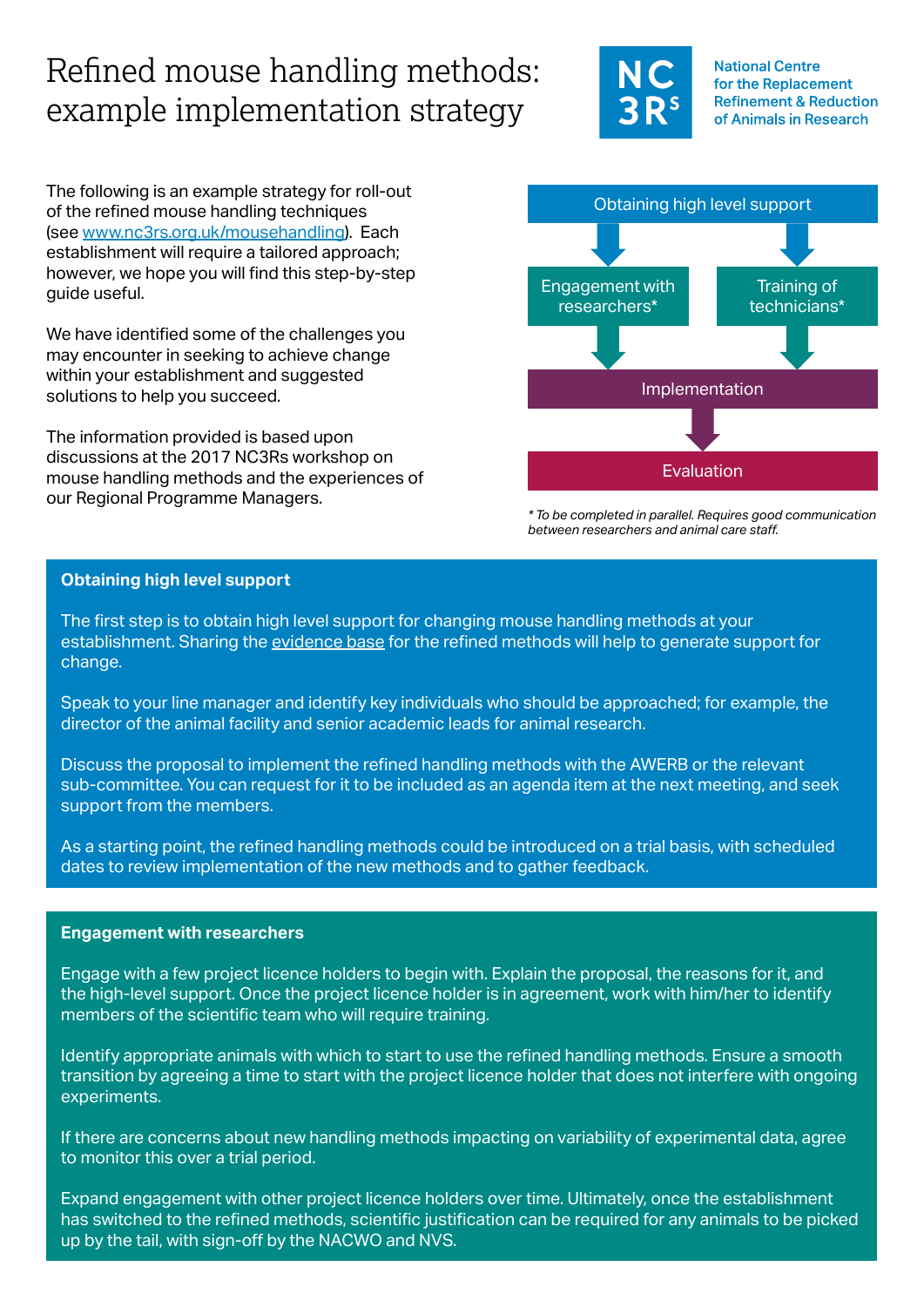# Refined mouse handling methods: example implementation strategy

National Centre for the Replacement Refinement & Reduction of Animals in Research

The following is an example strategy for roll-out of the refined mouse handling techniques (see www.nc3rs.org.uk/mousehandling). Each establishment will require a tailored approach; however, we hope you will find this step-by-step guide useful.

We have identified some of the challenges you may encounter in seeking to achieve change within your establishment and suggested solutions to help you succeed.

The information provided is based upon discussions at the 2017 NC3Rs workshop on mouse handling methods and the experiences of our Regional Programme Managers.

Obtaining high level support → Engagement with researchers* / Training of technicians* → Implementation → Evaluation

*\* To be completed in parallel. Requires good communication between researchers and animal care staff.*

## Obtaining high level support

The first step is to obtain high level support for changing mouse handling methods at your establishment. Sharing the evidence base for the refined methods will help to generate support for change.

Speak to your line manager and identify key individuals who should be approached; for example, the director of the animal facility and senior academic leads for animal research.

Discuss the proposal to implement the refined handling methods with the AWERB or the relevant sub-committee. You can request for it to be included as an agenda item at the next meeting, and seek support from the members.

As a starting point, the refined handling methods could be introduced on a trial basis, with scheduled dates to review implementation of the new methods and to gather feedback.

## Engagement with researchers

Engage with a few project licence holders to begin with. Explain the proposal, the reasons for it, and the high-level support. Once the project licence holder is in agreement, work with him/her to identify members of the scientific team who will require training.

Identify appropriate animals with which to start to use the refined handling methods. Ensure a smooth transition by agreeing a time to start with the project licence holder that does not interfere with ongoing experiments.

If there are concerns about new handling methods impacting on variability of experimental data, agree to monitor this over a trial period.

Expand engagement with other project licence holders over time. Ultimately, once the establishment has switched to the refined methods, scientific justification can be required for any animals to be picked up by the tail, with sign-off by the NACWO and NVS.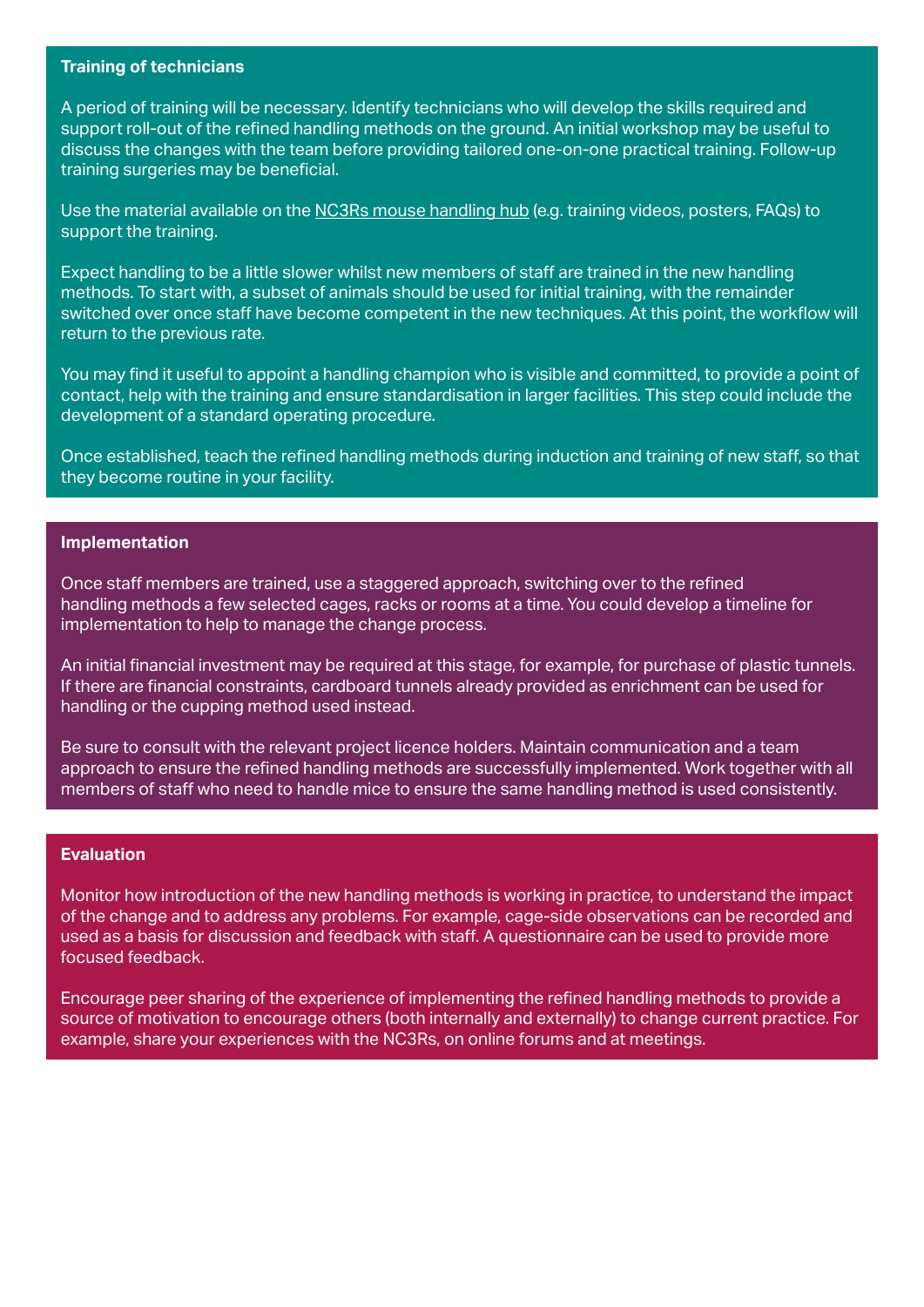## Training of technicians

A period of training will be necessary. Identify technicians who will develop the skills required and support roll-out of the refined handling methods on the ground. An initial workshop may be useful to discuss the changes with the team before providing tailored one-on-one practical training. Follow-up training surgeries may be beneficial.

Use the material available on the NC3Rs mouse handling hub (e.g. training videos, posters, FAQs) to support the training.

Expect handling to be a little slower whilst new members of staff are trained in the new handling methods. To start with, a subset of animals should be used for initial training, with the remainder switched over once staff have become competent in the new techniques. At this point, the workflow will return to the previous rate.

You may find it useful to appoint a handling champion who is visible and committed, to provide a point of contact, help with the training and ensure standardisation in larger facilities. This step could include the development of a standard operating procedure.

Once established, teach the refined handling methods during induction and training of new staff, so that they become routine in your facility.

## Implementation

Once staff members are trained, use a staggered approach, switching over to the refined handling methods a few selected cages, racks or rooms at a time. You could develop a timeline for implementation to help to manage the change process.

An initial financial investment may be required at this stage, for example, for purchase of plastic tunnels. If there are financial constraints, cardboard tunnels already provided as enrichment can be used for handling or the cupping method used instead.

Be sure to consult with the relevant project licence holders. Maintain communication and a team approach to ensure the refined handling methods are successfully implemented. Work together with all members of staff who need to handle mice to ensure the same handling method is used consistently.

## Evaluation

Monitor how introduction of the new handling methods is working in practice, to understand the impact of the change and to address any problems. For example, cage-side observations can be recorded and used as a basis for discussion and feedback with staff. A questionnaire can be used to provide more focused feedback.

Encourage peer sharing of the experience of implementing the refined handling methods to provide a source of motivation to encourage others (both internally and externally) to change current practice. For example, share your experiences with the NC3Rs, on online forums and at meetings.